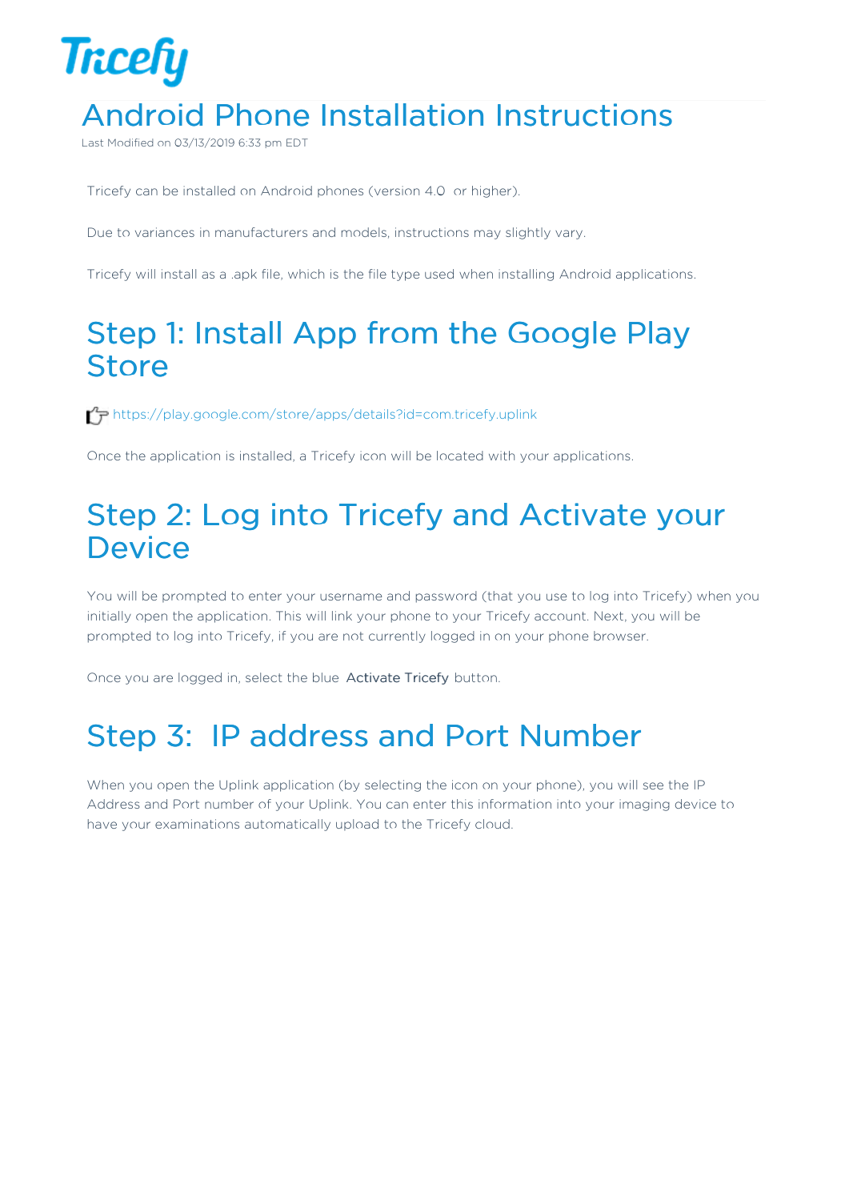Tricefy

# Android Phone Installation Instructions

Last Modified on 03/13/2019 6:33 pm EDT

Tricefy can be installed on Android phones (version 4.0 or higher).

Due to variances in manufacturers and models, instructions may slightly vary.

Tricefy will install as a .apk file, which is the file type used when installing Android applications.

## Step 1: Install App from the Google Play Store

☞ https://play.google.com/store/apps/details?id=com.tricefy.uplink

Once the application is installed, a Tricefy icon will be located with your applications.

## Step 2: Log into Tricefy and Activate your Device

You will be prompted to enter your username and password (that you use to log into Tricefy) when you initially open the application. This will link your phone to your Tricefy account. Next, you will be prompted to log into Tricefy, if you are not currently logged in on your phone browser.

Once you are logged in, select the blue **Activate Tricefy** button.

## Step 3: IP address and Port Number

When you open the Uplink application (by selecting the icon on your phone), you will see the IP Address and Port number of your Uplink. You can enter this information into your imaging device to have your examinations automatically upload to the Tricefy cloud.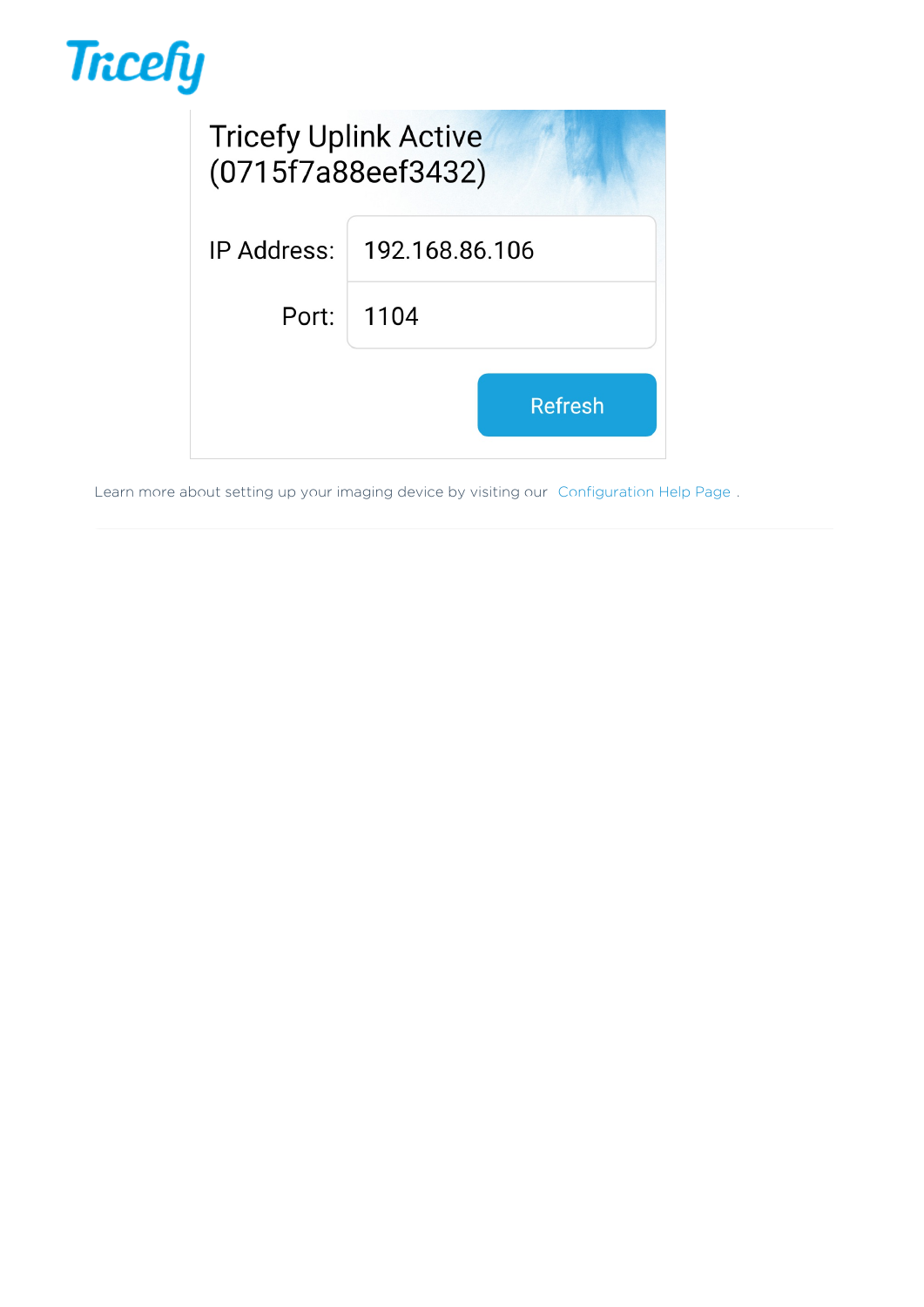Tricefy

## Tricefy Uplink Active (0715f7a88eef3432)

| | |
|---|---|
| IP Address: | 192.168.86.106 |
| Port: | 1104 |

Refresh

Learn more about setting up your imaging device by visiting our Configuration Help Page .